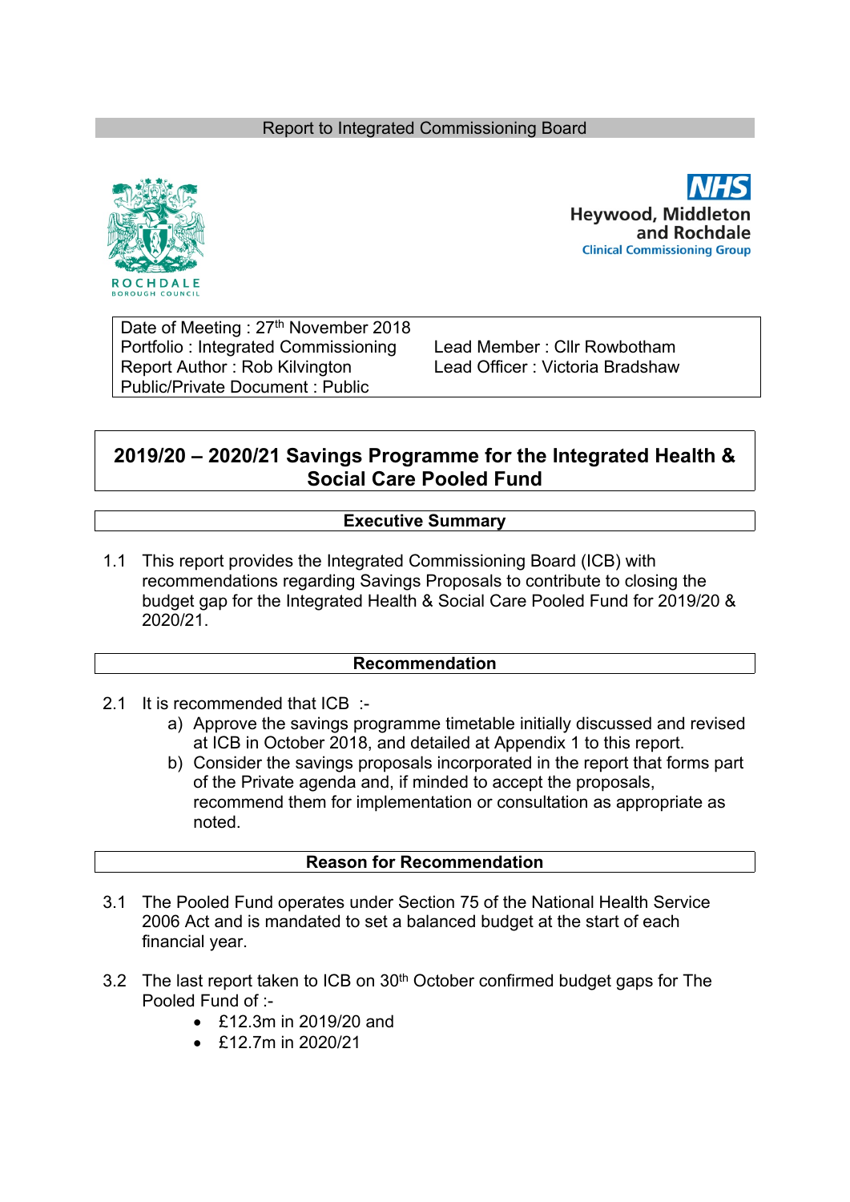Report to Integrated Commissioning Board

ROCHDALE BOROUGH COUNCIL

NHS Heywood, Middleton and Rochdale Clinical Commissioning Group

| | |
|---|---|
| Date of Meeting : 27th November 2018 | |
| Portfolio : Integrated Commissioning | Lead Member : Cllr Rowbotham |
| Report Author : Rob Kilvington | Lead Officer : Victoria Bradshaw |
| Public/Private Document : Public | |

# 2019/20 – 2020/21 Savings Programme for the Integrated Health & Social Care Pooled Fund

## Executive Summary

1.1 This report provides the Integrated Commissioning Board (ICB) with recommendations regarding Savings Proposals to contribute to closing the budget gap for the Integrated Health & Social Care Pooled Fund for 2019/20 & 2020/21.

## Recommendation

2.1 It is recommended that ICB :-

a) Approve the savings programme timetable initially discussed and revised at ICB in October 2018, and detailed at Appendix 1 to this report.

b) Consider the savings proposals incorporated in the report that forms part of the Private agenda and, if minded to accept the proposals, recommend them for implementation or consultation as appropriate as noted.

## Reason for Recommendation

3.1 The Pooled Fund operates under Section 75 of the National Health Service 2006 Act and is mandated to set a balanced budget at the start of each financial year.

3.2 The last report taken to ICB on 30th October confirmed budget gaps for The Pooled Fund of :-

- £12.3m in 2019/20 and
- £12.7m in 2020/21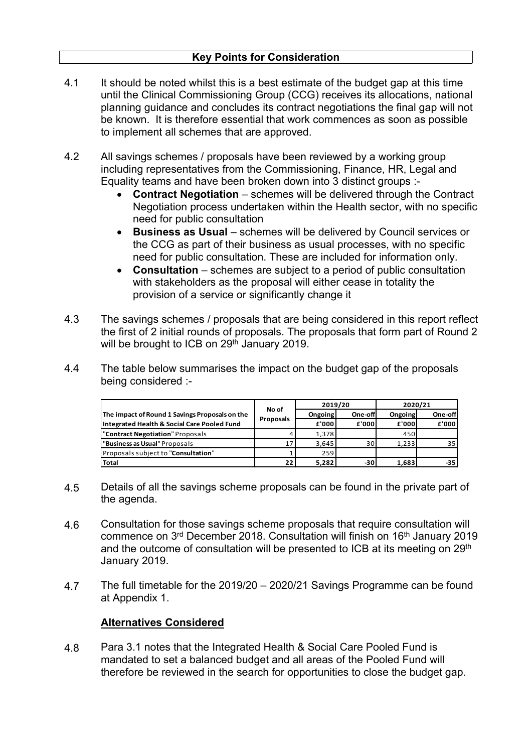## Key Points for Consideration

4.1 It should be noted whilst this is a best estimate of the budget gap at this time until the Clinical Commissioning Group (CCG) receives its allocations, national planning guidance and concludes its contract negotiations the final gap will not be known. It is therefore essential that work commences as soon as possible to implement all schemes that are approved.

4.2 All savings schemes / proposals have been reviewed by a working group including representatives from the Commissioning, Finance, HR, Legal and Equality teams and have been broken down into 3 distinct groups :-

- **Contract Negotiation** – schemes will be delivered through the Contract Negotiation process undertaken within the Health sector, with no specific need for public consultation
- **Business as Usual** – schemes will be delivered by Council services or the CCG as part of their business as usual processes, with no specific need for public consultation. These are included for information only.
- **Consultation** – schemes are subject to a period of public consultation with stakeholders as the proposal will either cease in totality the provision of a service or significantly change it

4.3 The savings schemes / proposals that are being considered in this report reflect the first of 2 initial rounds of proposals. The proposals that form part of Round 2 will be brought to ICB on 29th January 2019.

4.4 The table below summarises the impact on the budget gap of the proposals being considered :-

| The impact of Round 1 Savings Proposals on the Integrated Health & Social Care Pooled Fund | No of Proposals | 2019/20 | | 2020/21 | |
|---|---|---|---|---|---|
| | | Ongoing £'000 | One-off £'000 | Ongoing £'000 | One-off £'000 |
| "**Contract Negotiation**" Proposals | 4 | 1,378 | | 450 | |
| "**Business as Usual**" Proposals | 17 | 3,645 | -30 | 1,233 | -35 |
| Proposals subject to "**Consultation**" | 1 | 259 | | | |
| **Total** | 22 | 5,282 | -30 | 1,683 | -35 |

4.5 Details of all the savings scheme proposals can be found in the private part of the agenda.

4.6 Consultation for those savings scheme proposals that require consultation will commence on 3rd December 2018. Consultation will finish on 16th January 2019 and the outcome of consultation will be presented to ICB at its meeting on 29th January 2019.

4.7 The full timetable for the 2019/20 – 2020/21 Savings Programme can be found at Appendix 1.

### Alternatives Considered

4.8 Para 3.1 notes that the Integrated Health & Social Care Pooled Fund is mandated to set a balanced budget and all areas of the Pooled Fund will therefore be reviewed in the search for opportunities to close the budget gap.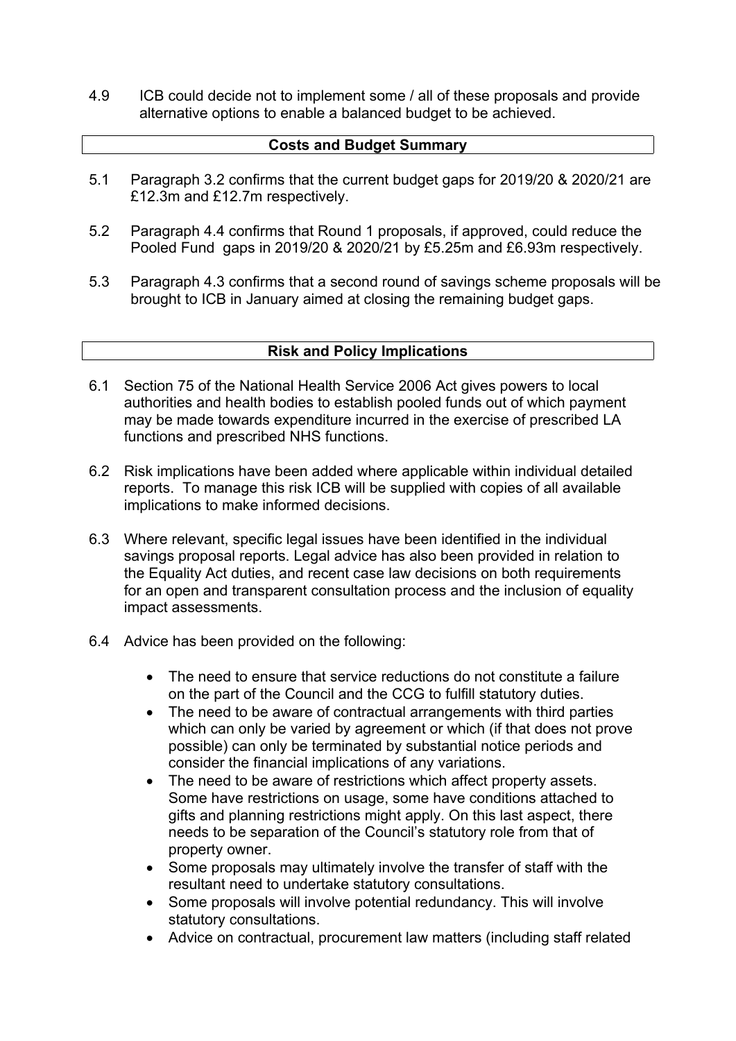4.9 ICB could decide not to implement some / all of these proposals and provide alternative options to enable a balanced budget to be achieved.

## Costs and Budget Summary

5.1 Paragraph 3.2 confirms that the current budget gaps for 2019/20 & 2020/21 are £12.3m and £12.7m respectively.

5.2 Paragraph 4.4 confirms that Round 1 proposals, if approved, could reduce the Pooled Fund gaps in 2019/20 & 2020/21 by £5.25m and £6.93m respectively.

5.3 Paragraph 4.3 confirms that a second round of savings scheme proposals will be brought to ICB in January aimed at closing the remaining budget gaps.

## Risk and Policy Implications

6.1 Section 75 of the National Health Service 2006 Act gives powers to local authorities and health bodies to establish pooled funds out of which payment may be made towards expenditure incurred in the exercise of prescribed LA functions and prescribed NHS functions.

6.2 Risk implications have been added where applicable within individual detailed reports. To manage this risk ICB will be supplied with copies of all available implications to make informed decisions.

6.3 Where relevant, specific legal issues have been identified in the individual savings proposal reports. Legal advice has also been provided in relation to the Equality Act duties, and recent case law decisions on both requirements for an open and transparent consultation process and the inclusion of equality impact assessments.

6.4 Advice has been provided on the following:

- The need to ensure that service reductions do not constitute a failure on the part of the Council and the CCG to fulfill statutory duties.
- The need to be aware of contractual arrangements with third parties which can only be varied by agreement or which (if that does not prove possible) can only be terminated by substantial notice periods and consider the financial implications of any variations.
- The need to be aware of restrictions which affect property assets. Some have restrictions on usage, some have conditions attached to gifts and planning restrictions might apply. On this last aspect, there needs to be separation of the Council's statutory role from that of property owner.
- Some proposals may ultimately involve the transfer of staff with the resultant need to undertake statutory consultations.
- Some proposals will involve potential redundancy. This will involve statutory consultations.
- Advice on contractual, procurement law matters (including staff related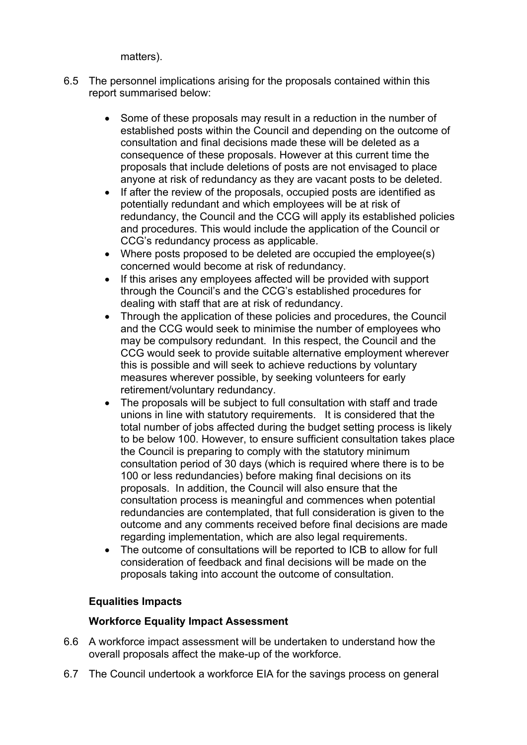matters).

6.5 The personnel implications arising for the proposals contained within this report summarised below:

- Some of these proposals may result in a reduction in the number of established posts within the Council and depending on the outcome of consultation and final decisions made these will be deleted as a consequence of these proposals. However at this current time the proposals that include deletions of posts are not envisaged to place anyone at risk of redundancy as they are vacant posts to be deleted.
- If after the review of the proposals, occupied posts are identified as potentially redundant and which employees will be at risk of redundancy, the Council and the CCG will apply its established policies and procedures. This would include the application of the Council or CCG's redundancy process as applicable.
- Where posts proposed to be deleted are occupied the employee(s) concerned would become at risk of redundancy.
- If this arises any employees affected will be provided with support through the Council's and the CCG's established procedures for dealing with staff that are at risk of redundancy.
- Through the application of these policies and procedures, the Council and the CCG would seek to minimise the number of employees who may be compulsory redundant. In this respect, the Council and the CCG would seek to provide suitable alternative employment wherever this is possible and will seek to achieve reductions by voluntary measures wherever possible, by seeking volunteers for early retirement/voluntary redundancy.
- The proposals will be subject to full consultation with staff and trade unions in line with statutory requirements. It is considered that the total number of jobs affected during the budget setting process is likely to be below 100. However, to ensure sufficient consultation takes place the Council is preparing to comply with the statutory minimum consultation period of 30 days (which is required where there is to be 100 or less redundancies) before making final decisions on its proposals. In addition, the Council will also ensure that the consultation process is meaningful and commences when potential redundancies are contemplated, that full consideration is given to the outcome and any comments received before final decisions are made regarding implementation, which are also legal requirements.
- The outcome of consultations will be reported to ICB to allow for full consideration of feedback and final decisions will be made on the proposals taking into account the outcome of consultation.

**Equalities Impacts**

**Workforce Equality Impact Assessment**

6.6 A workforce impact assessment will be undertaken to understand how the overall proposals affect the make-up of the workforce.

6.7 The Council undertook a workforce EIA for the savings process on general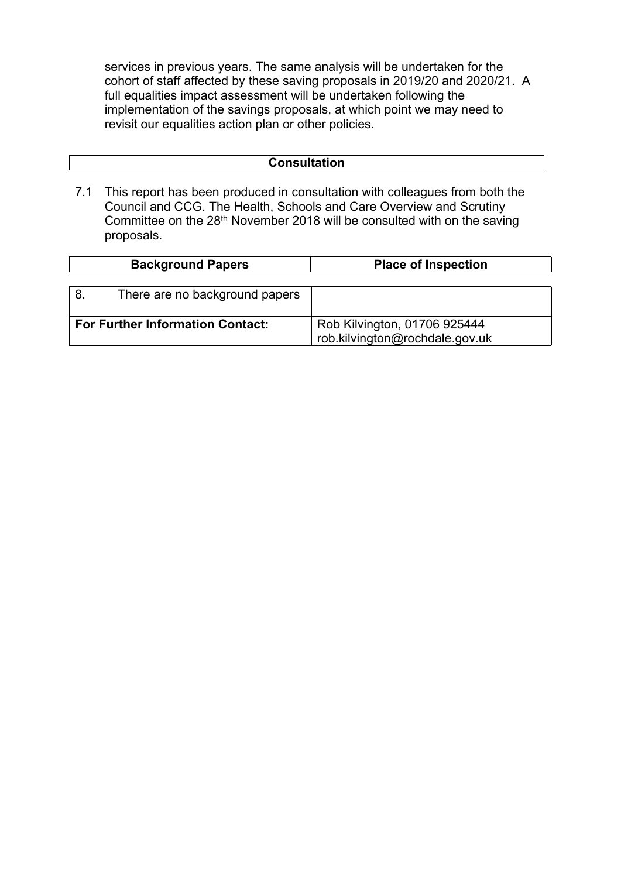services in previous years. The same analysis will be undertaken for the cohort of staff affected by these saving proposals in 2019/20 and 2020/21. A full equalities impact assessment will be undertaken following the implementation of the savings proposals, at which point we may need to revisit our equalities action plan or other policies.

## Consultation

7.1 This report has been produced in consultation with colleagues from both the Council and CCG. The Health, Schools and Care Overview and Scrutiny Committee on the 28th November 2018 will be consulted with on the saving proposals.

| Background Papers | Place of Inspection |
| --- | --- |
| 8. There are no background papers | |
| **For Further Information Contact:** | Rob Kilvington, 01706 925444<br>rob.kilvington@rochdale.gov.uk |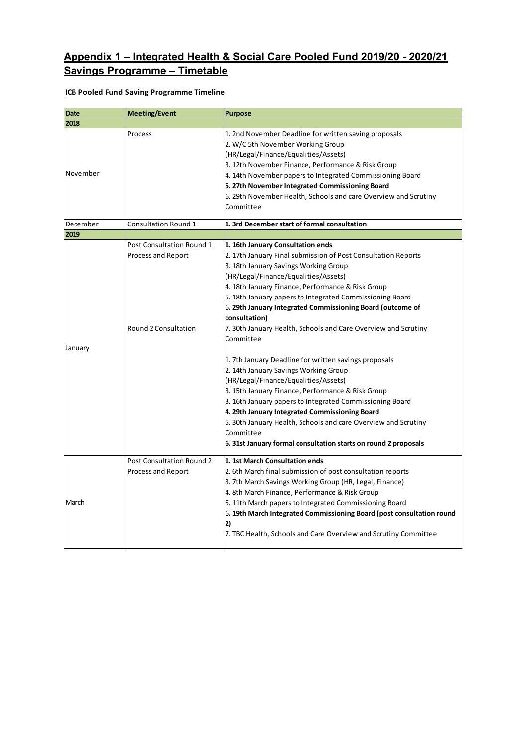# Appendix 1 – Integrated Health & Social Care Pooled Fund 2019/20 - 2020/21 Savings Programme – Timetable

**ICB Pooled Fund Saving Programme Timeline**

| Date | Meeting/Event | Purpose |
|---|---|---|
| **2018** | | |
| November | Process | 1. 2nd November Deadline for written saving proposals<br>2. W/C 5th November Working Group (HR/Legal/Finance/Equalities/Assets)<br>3. 12th November Finance, Performance & Risk Group<br>4. 14th November papers to Integrated Commissioning Board<br>**5. 27th November Integrated Commissioning Board**<br>6. 29th November Health, Schools and care Overview and Scrutiny Committee |
| December | Consultation Round 1 | **1. 3rd December start of formal consultation** |
| **2019** | | |
| January | Post Consultation Round 1 Process and Report | **1. 16th January Consultation ends**<br>2. 17th January Final submission of Post Consultation Reports<br>3. 18th January Savings Working Group (HR/Legal/Finance/Equalities/Assets)<br>4. 18th January Finance, Performance & Risk Group<br>5. 18th January papers to Integrated Commissioning Board<br>6. **29th January Integrated Commissioning Board (outcome of consultation)**<br>7. 30th January Health, Schools and Care Overview and Scrutiny Committee |
| | Round 2 Consultation | 1. 7th January Deadline for written savings proposals<br>2. 14th January Savings Working Group (HR/Legal/Finance/Equalities/Assets)<br>3. 15th January Finance, Performance & Risk Group<br>3. 16th January papers to Integrated Commissioning Board<br>**4. 29th January Integrated Commissioning Board**<br>5. 30th January Health, Schools and care Overview and Scrutiny Committee<br>**6. 31st January formal consultation starts on round 2 proposals** |
| March | Post Consultation Round 2 Process and Report | **1. 1st March Consultation ends**<br>2. 6th March final submission of post consultation reports<br>3. 7th March Savings Working Group (HR, Legal, Finance)<br>4. 8th March Finance, Performance & Risk Group<br>5. 11th March papers to Integrated Commissioning Board<br>6. **19th March Integrated Commissioning Board (post consultation round 2)**<br>7. TBC Health, Schools and Care Overview and Scrutiny Committee |